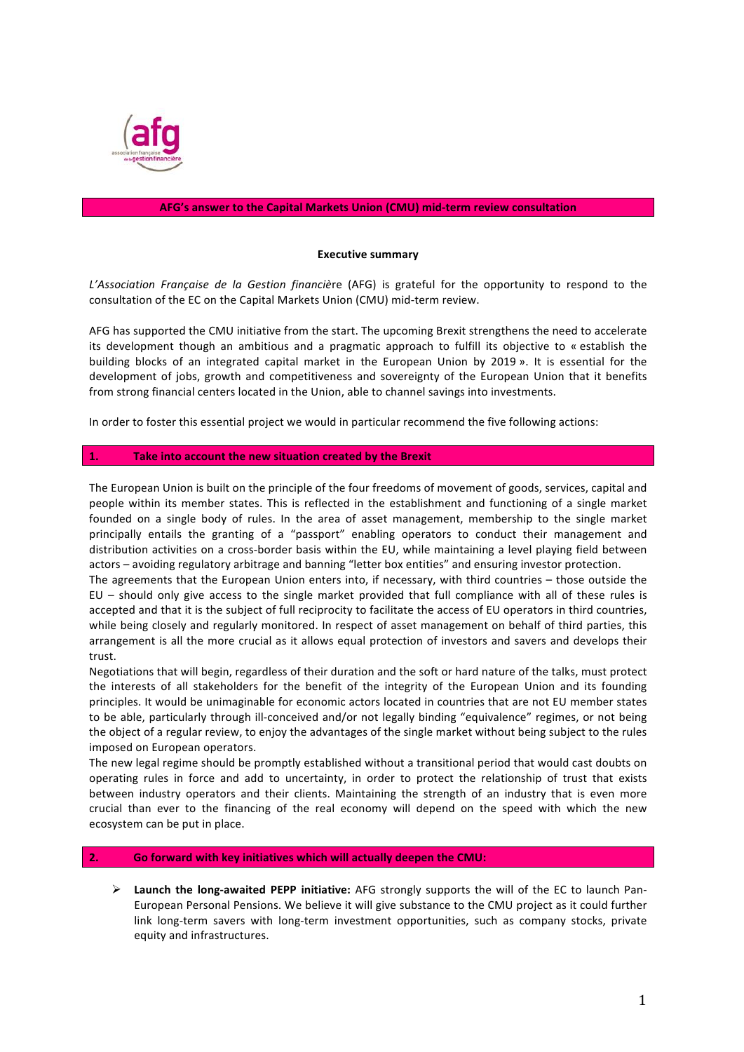# AFG's answer to the Capital Markets Union (CMU) mid-term review consultation

## Executive summary

*L'Association Française de la Gestion financiè*re (AFG) is grateful for the opportunity to respond to the consultation of the EC on the Capital Markets Union (CMU) mid-term review.

AFG has supported the CMU initiative from the start. The upcoming Brexit strengthens the need to accelerate its development though an ambitious and a pragmatic approach to fulfill its objective to « establish the building blocks of an integrated capital market in the European Union by 2019 ». It is essential for the development of jobs, growth and competitiveness and sovereignty of the European Union that it benefits from strong financial centers located in the Union, able to channel savings into investments.

In order to foster this essential project we would in particular recommend the five following actions:

### 1. Take into account the new situation created by the Brexit

The European Union is built on the principle of the four freedoms of movement of goods, services, capital and people within its member states. This is reflected in the establishment and functioning of a single market founded on a single body of rules. In the area of asset management, membership to the single market principally entails the granting of a "passport" enabling operators to conduct their management and distribution activities on a cross-border basis within the EU, while maintaining a level playing field between actors – avoiding regulatory arbitrage and banning "letter box entities" and ensuring investor protection.

The agreements that the European Union enters into, if necessary, with third countries – those outside the EU – should only give access to the single market provided that full compliance with all of these rules is accepted and that it is the subject of full reciprocity to facilitate the access of EU operators in third countries, while being closely and regularly monitored. In respect of asset management on behalf of third parties, this arrangement is all the more crucial as it allows equal protection of investors and savers and develops their trust.

Negotiations that will begin, regardless of their duration and the soft or hard nature of the talks, must protect the interests of all stakeholders for the benefit of the integrity of the European Union and its founding principles. It would be unimaginable for economic actors located in countries that are not EU member states to be able, particularly through ill-conceived and/or not legally binding "equivalence" regimes, or not being the object of a regular review, to enjoy the advantages of the single market without being subject to the rules imposed on European operators.

The new legal regime should be promptly established without a transitional period that would cast doubts on operating rules in force and add to uncertainty, in order to protect the relationship of trust that exists between industry operators and their clients. Maintaining the strength of an industry that is even more crucial than ever to the financing of the real economy will depend on the speed with which the new ecosystem can be put in place.

### 2. Go forward with key initiatives which will actually deepen the CMU:

- **Launch the long-awaited PEPP initiative:** AFG strongly supports the will of the EC to launch Pan-European Personal Pensions. We believe it will give substance to the CMU project as it could further link long-term savers with long-term investment opportunities, such as company stocks, private equity and infrastructures.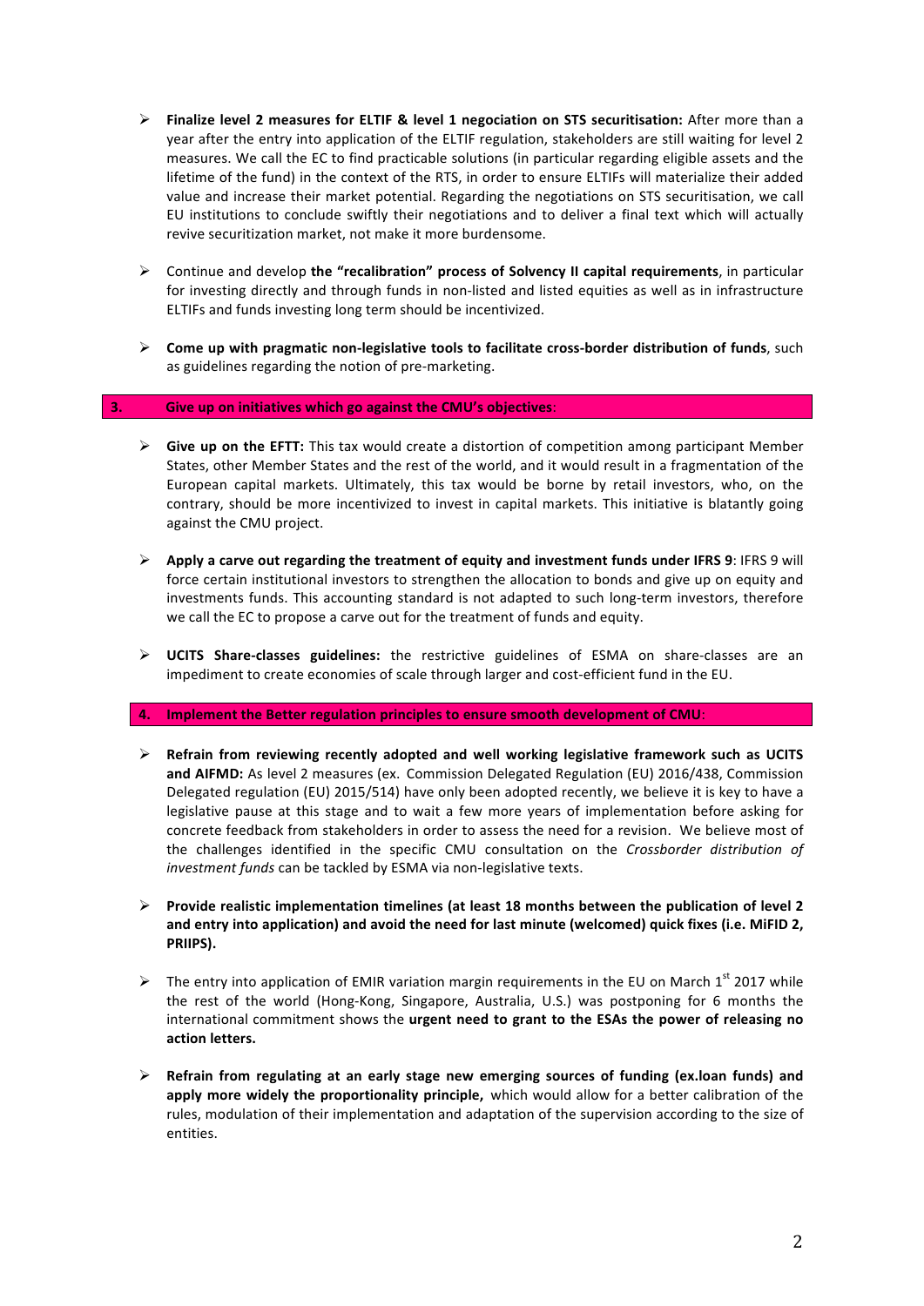- **Finalize level 2 measures for ELTIF & level 1 negociation on STS securitisation:** After more than a year after the entry into application of the ELTIF regulation, stakeholders are still waiting for level 2 measures. We call the EC to find practicable solutions (in particular regarding eligible assets and the lifetime of the fund) in the context of the RTS, in order to ensure ELTIFs will materialize their added value and increase their market potential. Regarding the negotiations on STS securitisation, we call EU institutions to conclude swiftly their negotiations and to deliver a final text which will actually revive securitization market, not make it more burdensome.

- Continue and develop **the "recalibration" process of Solvency II capital requirements**, in particular for investing directly and through funds in non-listed and listed equities as well as in infrastructure ELTIFs and funds investing long term should be incentivized.

- **Come up with pragmatic non-legislative tools to facilitate cross-border distribution of funds**, such as guidelines regarding the notion of pre-marketing.

## 3. Give up on initiatives which go against the CMU's objectives:

- **Give up on the EFTT:** This tax would create a distortion of competition among participant Member States, other Member States and the rest of the world, and it would result in a fragmentation of the European capital markets. Ultimately, this tax would be borne by retail investors, who, on the contrary, should be more incentivized to invest in capital markets. This initiative is blatantly going against the CMU project.

- **Apply a carve out regarding the treatment of equity and investment funds under IFRS 9**: IFRS 9 will force certain institutional investors to strengthen the allocation to bonds and give up on equity and investments funds. This accounting standard is not adapted to such long-term investors, therefore we call the EC to propose a carve out for the treatment of funds and equity.

- **UCITS Share-classes guidelines:** the restrictive guidelines of ESMA on share-classes are an impediment to create economies of scale through larger and cost-efficient fund in the EU.

## 4. Implement the Better regulation principles to ensure smooth development of CMU:

- **Refrain from reviewing recently adopted and well working legislative framework such as UCITS and AIFMD:** As level 2 measures (ex. Commission Delegated Regulation (EU) 2016/438, Commission Delegated regulation (EU) 2015/514) have only been adopted recently, we believe it is key to have a legislative pause at this stage and to wait a few more years of implementation before asking for concrete feedback from stakeholders in order to assess the need for a revision. We believe most of the challenges identified in the specific CMU consultation on the *Crossborder distribution of investment funds* can be tackled by ESMA via non-legislative texts.

- **Provide realistic implementation timelines (at least 18 months between the publication of level 2 and entry into application) and avoid the need for last minute (welcomed) quick fixes (i.e. MiFID 2, PRIIPS).**

- The entry into application of EMIR variation margin requirements in the EU on March 1st 2017 while the rest of the world (Hong-Kong, Singapore, Australia, U.S.) was postponing for 6 months the international commitment shows the **urgent need to grant to the ESAs the power of releasing no action letters.**

- **Refrain from regulating at an early stage new emerging sources of funding (ex.loan funds) and apply more widely the proportionality principle,** which would allow for a better calibration of the rules, modulation of their implementation and adaptation of the supervision according to the size of entities.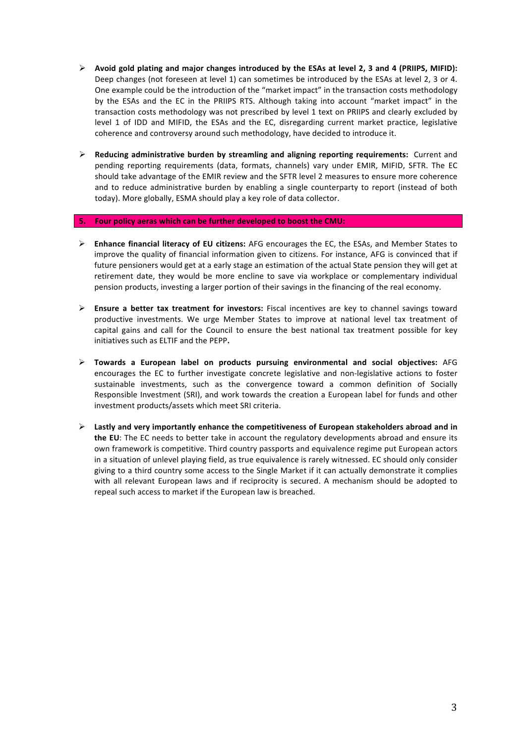- **Avoid gold plating and major changes introduced by the ESAs at level 2, 3 and 4 (PRIIPS, MIFID):** Deep changes (not foreseen at level 1) can sometimes be introduced by the ESAs at level 2, 3 or 4. One example could be the introduction of the "market impact" in the transaction costs methodology by the ESAs and the EC in the PRIIPS RTS. Although taking into account "market impact" in the transaction costs methodology was not prescribed by level 1 text on PRIIPS and clearly excluded by level 1 of IDD and MIFID, the ESAs and the EC, disregarding current market practice, legislative coherence and controversy around such methodology, have decided to introduce it.

- **Reducing administrative burden by streamling and aligning reporting requirements:** Current and pending reporting requirements (data, formats, channels) vary under EMIR, MIFID, SFTR. The EC should take advantage of the EMIR review and the SFTR level 2 measures to ensure more coherence and to reduce administrative burden by enabling a single counterparty to report (instead of both today). More globally, ESMA should play a key role of data collector.

## 5. Four policy aeras which can be further developed to boost the CMU:

- **Enhance financial literacy of EU citizens:** AFG encourages the EC, the ESAs, and Member States to improve the quality of financial information given to citizens. For instance, AFG is convinced that if future pensioners would get at a early stage an estimation of the actual State pension they will get at retirement date, they would be more encline to save via workplace or complementary individual pension products, investing a larger portion of their savings in the financing of the real economy.

- **Ensure a better tax treatment for investors:** Fiscal incentives are key to channel savings toward productive investments. We urge Member States to improve at national level tax treatment of capital gains and call for the Council to ensure the best national tax treatment possible for key initiatives such as ELTIF and the PEPP**.**

- **Towards a European label on products pursuing environmental and social objectives:** AFG encourages the EC to further investigate concrete legislative and non-legislative actions to foster sustainable investments, such as the convergence toward a common definition of Socially Responsible Investment (SRI), and work towards the creation a European label for funds and other investment products/assets which meet SRI criteria.

- **Lastly and very importantly enhance the competitiveness of European stakeholders abroad and in the EU**: The EC needs to better take in account the regulatory developments abroad and ensure its own framework is competitive. Third country passports and equivalence regime put European actors in a situation of unlevel playing field, as true equivalence is rarely witnessed. EC should only consider giving to a third country some access to the Single Market if it can actually demonstrate it complies with all relevant European laws and if reciprocity is secured. A mechanism should be adopted to repeal such access to market if the European law is breached.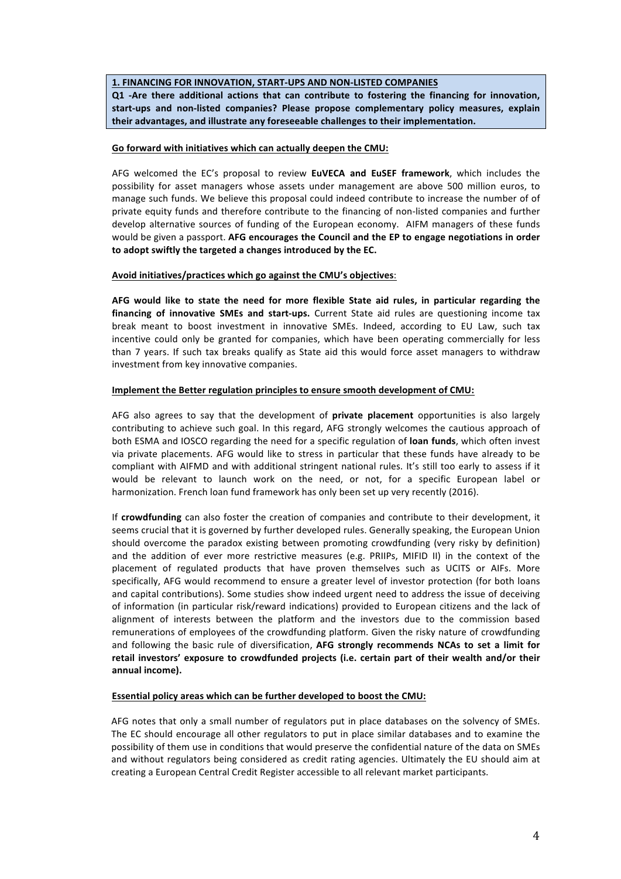**1. FINANCING FOR INNOVATION, START-UPS AND NON-LISTED COMPANIES**

**Q1 -Are there additional actions that can contribute to fostering the financing for innovation, start-ups and non-listed companies? Please propose complementary policy measures, explain their advantages, and illustrate any foreseeable challenges to their implementation.**

**Go forward with initiatives which can actually deepen the CMU:**

AFG welcomed the EC's proposal to review **EuVECA and EuSEF framework**, which includes the possibility for asset managers whose assets under management are above 500 million euros, to manage such funds. We believe this proposal could indeed contribute to increase the number of of private equity funds and therefore contribute to the financing of non-listed companies and further develop alternative sources of funding of the European economy. AIFM managers of these funds would be given a passport. **AFG encourages the Council and the EP to engage negotiations in order to adopt swiftly the targeted a changes introduced by the EC.**

**Avoid initiatives/practices which go against the CMU's objectives**:

**AFG would like to state the need for more flexible State aid rules, in particular regarding the financing of innovative SMEs and start-ups.** Current State aid rules are questioning income tax break meant to boost investment in innovative SMEs. Indeed, according to EU Law, such tax incentive could only be granted for companies, which have been operating commercially for less than 7 years. If such tax breaks qualify as State aid this would force asset managers to withdraw investment from key innovative companies.

**Implement the Better regulation principles to ensure smooth development of CMU:**

AFG also agrees to say that the development of **private placement** opportunities is also largely contributing to achieve such goal. In this regard, AFG strongly welcomes the cautious approach of both ESMA and IOSCO regarding the need for a specific regulation of **loan funds**, which often invest via private placements. AFG would like to stress in particular that these funds have already to be compliant with AIFMD and with additional stringent national rules. It's still too early to assess if it would be relevant to launch work on the need, or not, for a specific European label or harmonization. French loan fund framework has only been set up very recently (2016).

If **crowdfunding** can also foster the creation of companies and contribute to their development, it seems crucial that it is governed by further developed rules. Generally speaking, the European Union should overcome the paradox existing between promoting crowdfunding (very risky by definition) and the addition of ever more restrictive measures (e.g. PRIIPs, MIFID II) in the context of the placement of regulated products that have proven themselves such as UCITS or AIFs. More specifically, AFG would recommend to ensure a greater level of investor protection (for both loans and capital contributions). Some studies show indeed urgent need to address the issue of deceiving of information (in particular risk/reward indications) provided to European citizens and the lack of alignment of interests between the platform and the investors due to the commission based remunerations of employees of the crowdfunding platform. Given the risky nature of crowdfunding and following the basic rule of diversification, **AFG strongly recommends NCAs to set a limit for retail investors' exposure to crowdfunded projects (i.e. certain part of their wealth and/or their annual income).**

**Essential policy areas which can be further developed to boost the CMU:**

AFG notes that only a small number of regulators put in place databases on the solvency of SMEs. The EC should encourage all other regulators to put in place similar databases and to examine the possibility of them use in conditions that would preserve the confidential nature of the data on SMEs and without regulators being considered as credit rating agencies. Ultimately the EU should aim at creating a European Central Credit Register accessible to all relevant market participants.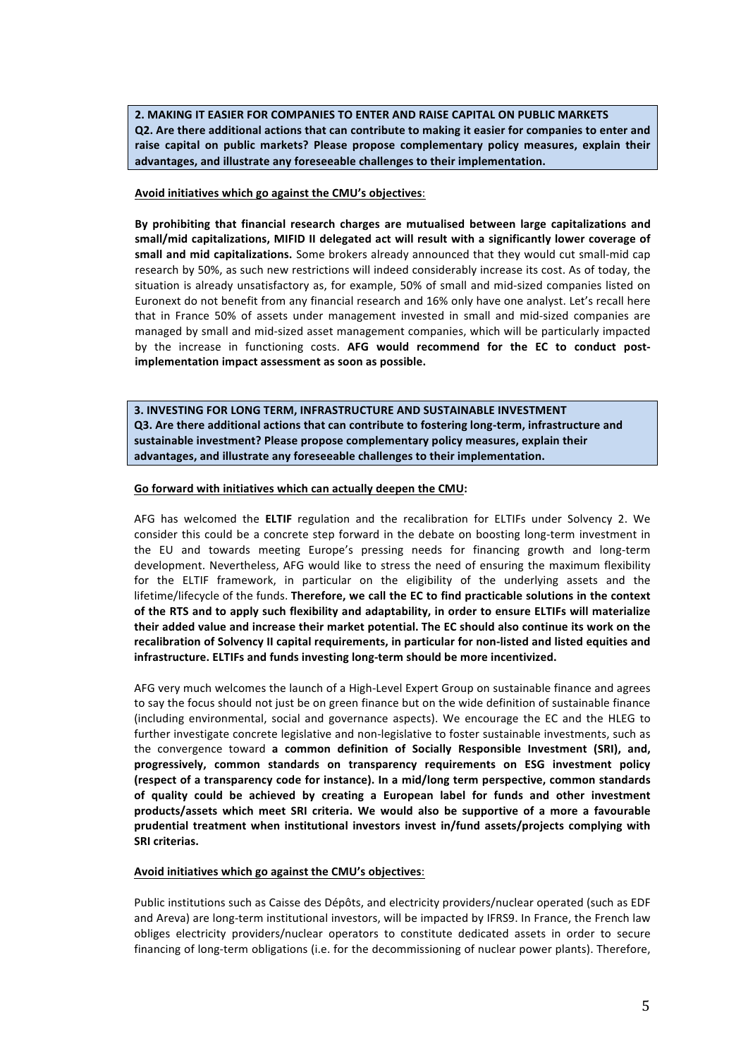**2. MAKING IT EASIER FOR COMPANIES TO ENTER AND RAISE CAPITAL ON PUBLIC MARKETS**
**Q2. Are there additional actions that can contribute to making it easier for companies to enter and raise capital on public markets? Please propose complementary policy measures, explain their advantages, and illustrate any foreseeable challenges to their implementation.**

**Avoid initiatives which go against the CMU's objectives:**

**By prohibiting that financial research charges are mutualised between large capitalizations and small/mid capitalizations, MIFID II delegated act will result with a significantly lower coverage of small and mid capitalizations.** Some brokers already announced that they would cut small-mid cap research by 50%, as such new restrictions will indeed considerably increase its cost. As of today, the situation is already unsatisfactory as, for example, 50% of small and mid-sized companies listed on Euronext do not benefit from any financial research and 16% only have one analyst. Let's recall here that in France 50% of assets under management invested in small and mid-sized companies are managed by small and mid-sized asset management companies, which will be particularly impacted by the increase in functioning costs. **AFG would recommend for the EC to conduct post-implementation impact assessment as soon as possible.**

**3. INVESTING FOR LONG TERM, INFRASTRUCTURE AND SUSTAINABLE INVESTMENT**
**Q3. Are there additional actions that can contribute to fostering long-term, infrastructure and sustainable investment? Please propose complementary policy measures, explain their advantages, and illustrate any foreseeable challenges to their implementation.**

**Go forward with initiatives which can actually deepen the CMU:**

AFG has welcomed the **ELTIF** regulation and the recalibration for ELTIFs under Solvency 2. We consider this could be a concrete step forward in the debate on boosting long-term investment in the EU and towards meeting Europe's pressing needs for financing growth and long-term development. Nevertheless, AFG would like to stress the need of ensuring the maximum flexibility for the ELTIF framework, in particular on the eligibility of the underlying assets and the lifetime/lifecycle of the funds. **Therefore, we call the EC to find practicable solutions in the context of the RTS and to apply such flexibility and adaptability, in order to ensure ELTIFs will materialize their added value and increase their market potential. The EC should also continue its work on the recalibration of Solvency II capital requirements, in particular for non-listed and listed equities and infrastructure. ELTIFs and funds investing long-term should be more incentivized.**

AFG very much welcomes the launch of a High-Level Expert Group on sustainable finance and agrees to say the focus should not just be on green finance but on the wide definition of sustainable finance (including environmental, social and governance aspects). We encourage the EC and the HLEG to further investigate concrete legislative and non-legislative to foster sustainable investments, such as the convergence toward **a common definition of Socially Responsible Investment (SRI), and, progressively, common standards on transparency requirements on ESG investment policy (respect of a transparency code for instance). In a mid/long term perspective, common standards of quality could be achieved by creating a European label for funds and other investment products/assets which meet SRI criteria. We would also be supportive of a more a favourable prudential treatment when institutional investors invest in/fund assets/projects complying with SRI criterias.**

**Avoid initiatives which go against the CMU's objectives:**

Public institutions such as Caisse des Dépôts, and electricity providers/nuclear operated (such as EDF and Areva) are long-term institutional investors, will be impacted by IFRS9. In France, the French law obliges electricity providers/nuclear operators to constitute dedicated assets in order to secure financing of long-term obligations (i.e. for the decommissioning of nuclear power plants). Therefore,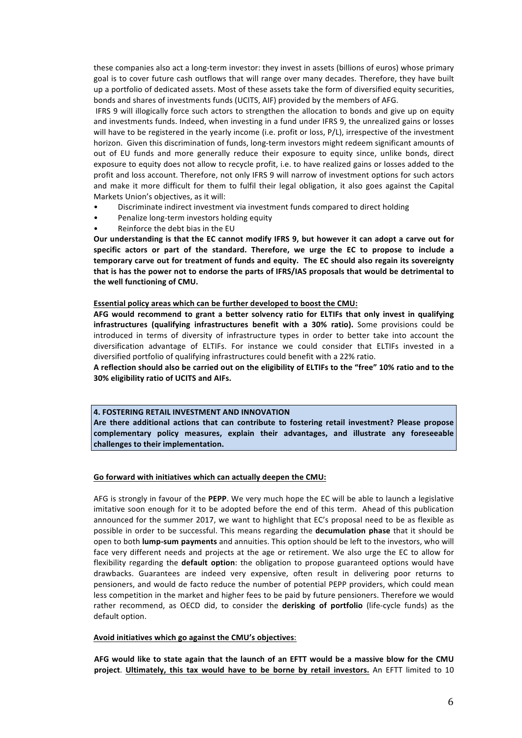these companies also act a long-term investor: they invest in assets (billions of euros) whose primary goal is to cover future cash outflows that will range over many decades. Therefore, they have built up a portfolio of dedicated assets. Most of these assets take the form of diversified equity securities, bonds and shares of investments funds (UCITS, AIF) provided by the members of AFG.

IFRS 9 will illogically force such actors to strengthen the allocation to bonds and give up on equity and investments funds. Indeed, when investing in a fund under IFRS 9, the unrealized gains or losses will have to be registered in the yearly income (i.e. profit or loss, P/L), irrespective of the investment horizon. Given this discrimination of funds, long-term investors might redeem significant amounts of out of EU funds and more generally reduce their exposure to equity since, unlike bonds, direct exposure to equity does not allow to recycle profit, i.e. to have realized gains or losses added to the profit and loss account. Therefore, not only IFRS 9 will narrow of investment options for such actors and make it more difficult for them to fulfil their legal obligation, it also goes against the Capital Markets Union's objectives, as it will:

- Discriminate indirect investment via investment funds compared to direct holding
- Penalize long-term investors holding equity
- Reinforce the debt bias in the EU

**Our understanding is that the EC cannot modify IFRS 9, but however it can adopt a carve out for specific actors or part of the standard. Therefore, we urge the EC to propose to include a temporary carve out for treatment of funds and equity. The EC should also regain its sovereignty that is has the power not to endorse the parts of IFRS/IAS proposals that would be detrimental to the well functioning of CMU.**

**Essential policy areas which can be further developed to boost the CMU:**

**AFG would recommend to grant a better solvency ratio for ELTIFs that only invest in qualifying infrastructures (qualifying infrastructures benefit with a 30% ratio).** Some provisions could be introduced in terms of diversity of infrastructure types in order to better take into account the diversification advantage of ELTIFs. For instance we could consider that ELTIFs invested in a diversified portfolio of qualifying infrastructures could benefit with a 22% ratio.

**A reflection should also be carried out on the eligibility of ELTIFs to the "free" 10% ratio and to the 30% eligibility ratio of UCITS and AIFs.**

**4. FOSTERING RETAIL INVESTMENT AND INNOVATION**

**Are there additional actions that can contribute to fostering retail investment? Please propose complementary policy measures, explain their advantages, and illustrate any foreseeable challenges to their implementation.**

**Go forward with initiatives which can actually deepen the CMU:**

AFG is strongly in favour of the **PEPP**. We very much hope the EC will be able to launch a legislative imitative soon enough for it to be adopted before the end of this term. Ahead of this publication announced for the summer 2017, we want to highlight that EC's proposal need to be as flexible as possible in order to be successful. This means regarding the **decumulation phase** that it should be open to both **lump-sum payments** and annuities. This option should be left to the investors, who will face very different needs and projects at the age or retirement. We also urge the EC to allow for flexibility regarding the **default option**: the obligation to propose guaranteed options would have drawbacks. Guarantees are indeed very expensive, often result in delivering poor returns to pensioners, and would de facto reduce the number of potential PEPP providers, which could mean less competition in the market and higher fees to be paid by future pensioners. Therefore we would rather recommend, as OECD did, to consider the **derisking of portfolio** (life-cycle funds) as the default option.

**Avoid initiatives which go against the CMU's objectives**:

**AFG would like to state again that the launch of an EFTT would be a massive blow for the CMU project**. **Ultimately, this tax would have to be borne by retail investors.** An EFTT limited to 10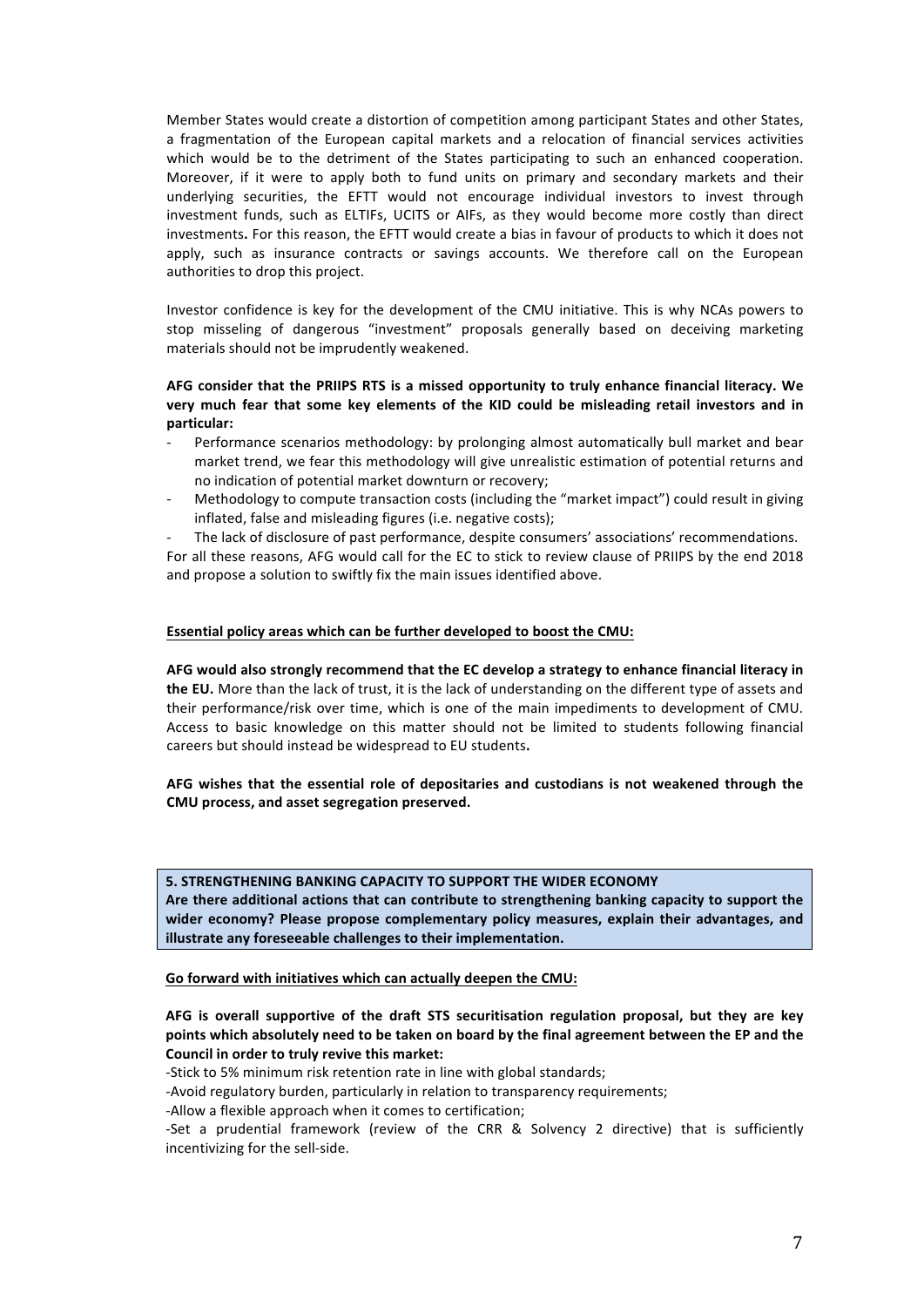Member States would create a distortion of competition among participant States and other States, a fragmentation of the European capital markets and a relocation of financial services activities which would be to the detriment of the States participating to such an enhanced cooperation. Moreover, if it were to apply both to fund units on primary and secondary markets and their underlying securities, the EFTT would not encourage individual investors to invest through investment funds, such as ELTIFs, UCITS or AIFs, as they would become more costly than direct investments**.** For this reason, the EFTT would create a bias in favour of products to which it does not apply, such as insurance contracts or savings accounts. We therefore call on the European authorities to drop this project.

Investor confidence is key for the development of the CMU initiative. This is why NCAs powers to stop misseling of dangerous "investment" proposals generally based on deceiving marketing materials should not be imprudently weakened.

**AFG consider that the PRIIPS RTS is a missed opportunity to truly enhance financial literacy. We very much fear that some key elements of the KID could be misleading retail investors and in particular:**

- Performance scenarios methodology: by prolonging almost automatically bull market and bear market trend, we fear this methodology will give unrealistic estimation of potential returns and no indication of potential market downturn or recovery;
- Methodology to compute transaction costs (including the "market impact") could result in giving inflated, false and misleading figures (i.e. negative costs);
- The lack of disclosure of past performance, despite consumers' associations' recommendations.

For all these reasons, AFG would call for the EC to stick to review clause of PRIIPS by the end 2018 and propose a solution to swiftly fix the main issues identified above.

**Essential policy areas which can be further developed to boost the CMU:**

**AFG would also strongly recommend that the EC develop a strategy to enhance financial literacy in the EU.** More than the lack of trust, it is the lack of understanding on the different type of assets and their performance/risk over time, which is one of the main impediments to development of CMU. Access to basic knowledge on this matter should not be limited to students following financial careers but should instead be widespread to EU students**.**

**AFG wishes that the essential role of depositaries and custodians is not weakened through the CMU process, and asset segregation preserved.**

**5. STRENGTHENING BANKING CAPACITY TO SUPPORT THE WIDER ECONOMY**
**Are there additional actions that can contribute to strengthening banking capacity to support the wider economy? Please propose complementary policy measures, explain their advantages, and illustrate any foreseeable challenges to their implementation.**

**Go forward with initiatives which can actually deepen the CMU:**

**AFG is overall supportive of the draft STS securitisation regulation proposal, but they are key points which absolutely need to be taken on board by the final agreement between the EP and the Council in order to truly revive this market:**

-Stick to 5% minimum risk retention rate in line with global standards;

-Avoid regulatory burden, particularly in relation to transparency requirements;

-Allow a flexible approach when it comes to certification;

-Set a prudential framework (review of the CRR & Solvency 2 directive) that is sufficiently incentivizing for the sell-side.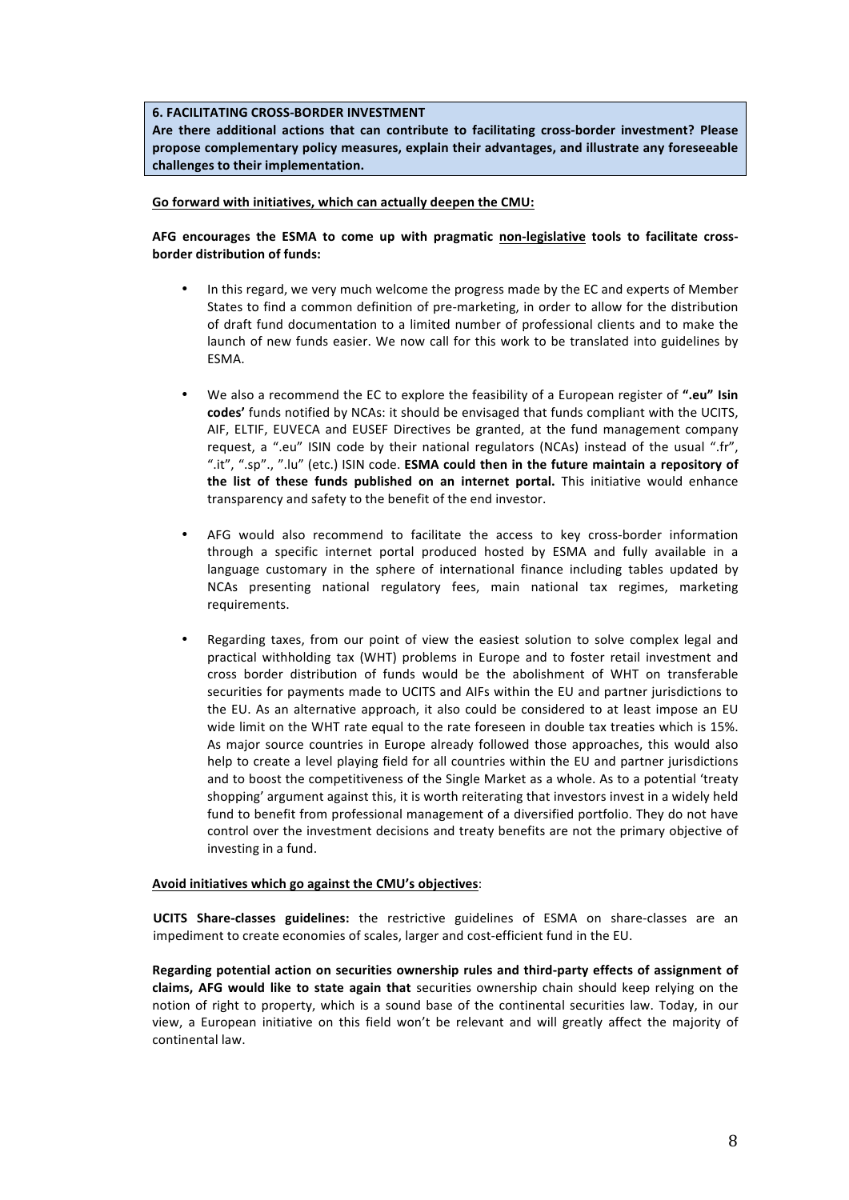**6. FACILITATING CROSS-BORDER INVESTMENT**
**Are there additional actions that can contribute to facilitating cross-border investment? Please propose complementary policy measures, explain their advantages, and illustrate any foreseeable challenges to their implementation.**

**<u>Go forward with initiatives, which can actually deepen the CMU:</u>**

**AFG encourages the ESMA to come up with pragmatic <u>non-legislative</u> tools to facilitate cross-border distribution of funds:**

- In this regard, we very much welcome the progress made by the EC and experts of Member States to find a common definition of pre-marketing, in order to allow for the distribution of draft fund documentation to a limited number of professional clients and to make the launch of new funds easier. We now call for this work to be translated into guidelines by ESMA.

- We also a recommend the EC to explore the feasibility of a European register of **".eu" Isin codes'** funds notified by NCAs: it should be envisaged that funds compliant with the UCITS, AIF, ELTIF, EUVECA and EUSEF Directives be granted, at the fund management company request, a ".eu" ISIN code by their national regulators (NCAs) instead of the usual ".fr", ".it", ".sp"., ".lu" (etc.) ISIN code. **ESMA could then in the future maintain a repository of the list of these funds published on an internet portal.** This initiative would enhance transparency and safety to the benefit of the end investor.

- AFG would also recommend to facilitate the access to key cross-border information through a specific internet portal produced hosted by ESMA and fully available in a language customary in the sphere of international finance including tables updated by NCAs presenting national regulatory fees, main national tax regimes, marketing requirements.

- Regarding taxes, from our point of view the easiest solution to solve complex legal and practical withholding tax (WHT) problems in Europe and to foster retail investment and cross border distribution of funds would be the abolishment of WHT on transferable securities for payments made to UCITS and AIFs within the EU and partner jurisdictions to the EU. As an alternative approach, it also could be considered to at least impose an EU wide limit on the WHT rate equal to the rate foreseen in double tax treaties which is 15%. As major source countries in Europe already followed those approaches, this would also help to create a level playing field for all countries within the EU and partner jurisdictions and to boost the competitiveness of the Single Market as a whole. As to a potential 'treaty shopping' argument against this, it is worth reiterating that investors invest in a widely held fund to benefit from professional management of a diversified portfolio. They do not have control over the investment decisions and treaty benefits are not the primary objective of investing in a fund.

**<u>Avoid initiatives which go against the CMU's objectives</u>**:

**UCITS Share-classes guidelines:** the restrictive guidelines of ESMA on share-classes are an impediment to create economies of scales, larger and cost-efficient fund in the EU.

**Regarding potential action on securities ownership rules and third-party effects of assignment of claims, AFG would like to state again that** securities ownership chain should keep relying on the notion of right to property, which is a sound base of the continental securities law. Today, in our view, a European initiative on this field won't be relevant and will greatly affect the majority of continental law.